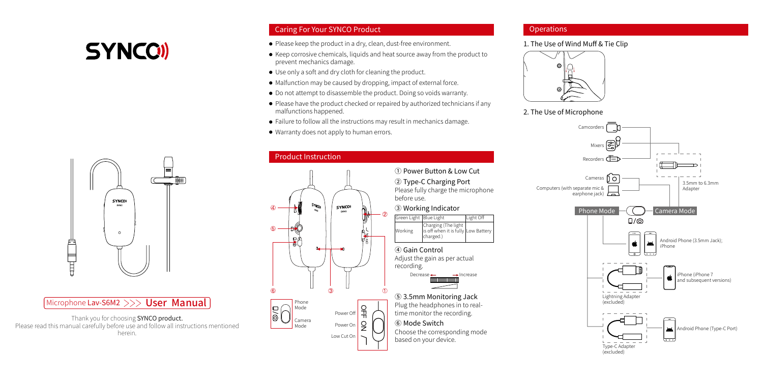# SYNCO

Microphone Lav-S6M2 >>> **User Manual**

Thank you for choosing **SYNCO product.**
Please read this manual carefully before use and follow all instructions mentioned herein.

## Caring For Your SYNCO Product

- Please keep the product in a dry, clean, dust-free environment.
- Keep corrosive chemicals, liquids and heat source away from the product to prevent mechanics damage.
- Use only a soft and dry cloth for cleaning the product.
- Malfunction may be caused by dropping, impact of external force.
- Do not attempt to disassemble the product. Doing so voids warranty.
- Please have the product checked or repaired by authorized technicians if any malfunctions happened.
- Failure to follow all the instructions may result in mechanics damage.
- Warranty does not apply to human errors.

## Product Instruction

Phone Mode
Camera Mode

Power Off
Power On
Low Cut On

① Power Button & Low Cut

② Type-C Charging Port
Please fully charge the microphone before use.

③ Working Indicator

| Green Light | Blue Light | Light Off |
|---|---|---|
| Working | Charging (The light is off when it is fully charged.) | Low Battery |

④ Gain Control
Adjust the gain as per actual recording.

Decrease ← → Increase

⑤ 3.5mm Monitoring Jack
Plug the headphones in to real-time monitor the recording.

⑥ Mode Switch
Choose the corresponding mode based on your device.

## Operations

### 1. The Use of Wind Muff & Tie Clip

### 2. The Use of Microphone

Camcorders
Mixers
Recorders
Cameras
Computers (with separate mic & earphone jack)

3.5mm to 6.3mm Adapter

Phone Mode — Camera Mode

Android Phone (3.5mm Jack); iPhone

Lightning Adapter (excluded) — iPhone (iPhone 7 and subsequent versions)

Type-C Adapter (excluded) — Android Phone (Type-C Port)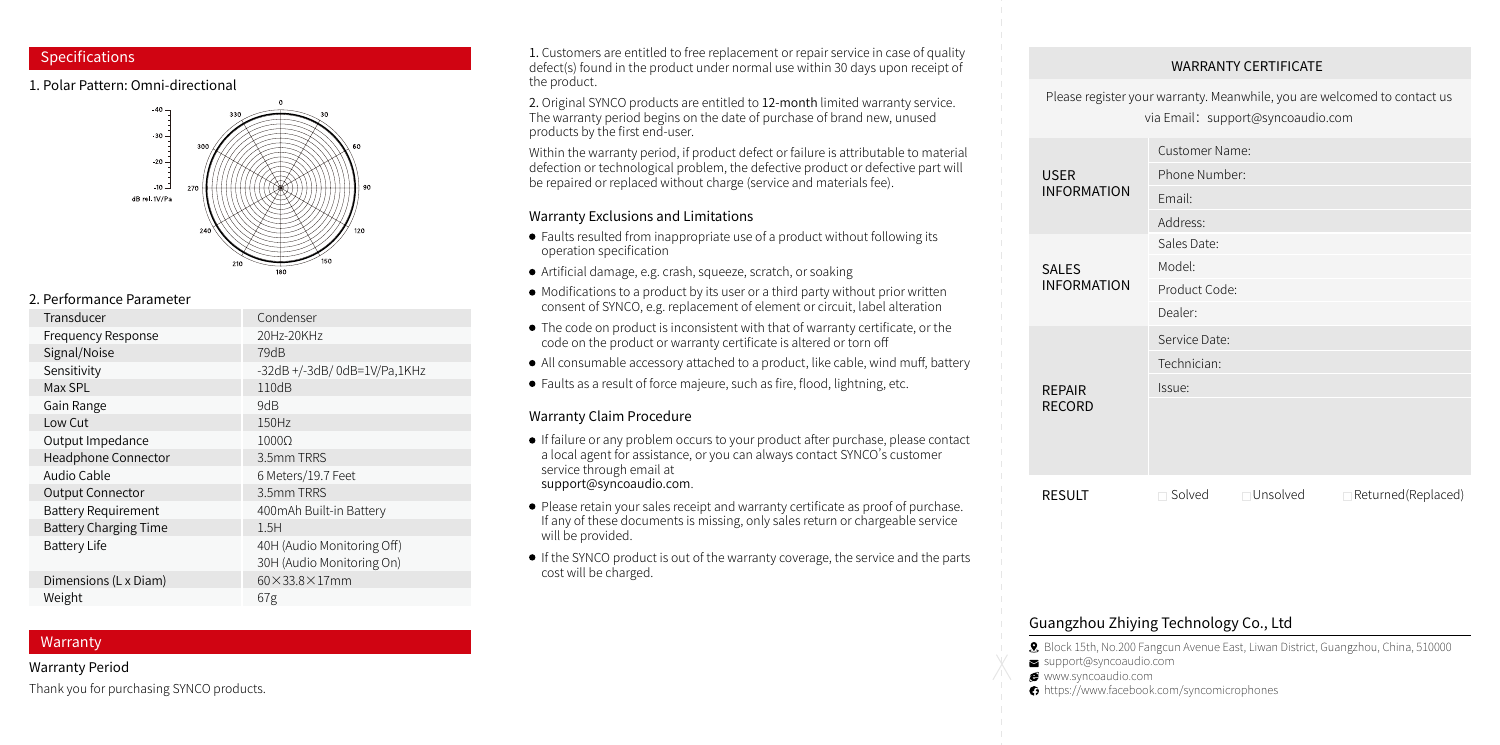## Specifications

### 1. Polar Pattern: Omni-directional

0
30
60
90
120
150
180
210
240
270
300
330
-40
-30
-20
-10
dB rel.1V/Pa

### 2. Performance Parameter

| | |
|---|---|
| Transducer | Condenser |
| Frequency Response | 20Hz-20KHz |
| Signal/Noise | 79dB |
| Sensitivity | -32dB +/-3dB/ 0dB=1V/Pa,1KHz |
| Max SPL | 110dB |
| Gain Range | 9dB |
| Low Cut | 150Hz |
| Output Impedance | 1000Ω |
| Headphone Connector | 3.5mm TRRS |
| Audio Cable | 6 Meters/19.7 Feet |
| Output Connector | 3.5mm TRRS |
| Battery Requirement | 400mAh Built-in Battery |
| Battery Charging Time | 1.5H |
| Battery Life | 40H (Audio Monitoring Off) 30H (Audio Monitoring On) |
| Dimensions (L x Diam) | 60×33.8×17mm |
| Weight | 67g |

## Warranty

### Warranty Period

Thank you for purchasing SYNCO products.

1. Customers are entitled to free replacement or repair service in case of quality defect(s) found in the product under normal use within 30 days upon receipt of the product.

2. Original SYNCO products are entitled to 12-month limited warranty service. The warranty period begins on the date of purchase of brand new, unused products by the first end-user.

Within the warranty period, if product defect or failure is attributable to material defection or technological problem, the defective product or defective part will be repaired or replaced without charge (service and materials fee).

### Warranty Exclusions and Limitations

- Faults resulted from inappropriate use of a product without following its operation specification
- Artificial damage, e.g. crash, squeeze, scratch, or soaking
- Modifications to a product by its user or a third party without prior written consent of SYNCO, e.g. replacement of element or circuit, label alteration
- The code on product is inconsistent with that of warranty certificate, or the code on the product or warranty certificate is altered or torn off
- All consumable accessory attached to a product, like cable, wind muff, battery
- Faults as a result of force majeure, such as fire, flood, lightning, etc.

### Warranty Claim Procedure

- If failure or any problem occurs to your product after purchase, please contact a local agent for assistance, or you can always contact SYNCO's customer service through email at support@syncoaudio.com.
- Please retain your sales receipt and warranty certificate as proof of purchase. If any of these documents is missing, only sales return or chargeable service will be provided.
- If the SYNCO product is out of the warranty coverage, the service and the parts cost will be charged.

## WARRANTY CERTIFICATE

Please register your warranty. Meanwhile, you are welcomed to contact us via Email：support@syncoaudio.com

| | |
|---|---|
| USER INFORMATION | Customer Name: |
| | Phone Number: |
| | Email: |
| | Address: |
| SALES INFORMATION | Sales Date: |
| | Model: |
| | Product Code: |
| | Dealer: |
| REPAIR RECORD | Service Date: |
| | Technician: |
| | Issue: |
| RESULT | □ Solved □ Unsolved □ Returned(Replaced) |

## Guangzhou Zhiying Technology Co., Ltd

- Block 15th, No.200 Fangcun Avenue East, Liwan District, Guangzhou, China, 510000
- support@syncoaudio.com
- www.syncoaudio.com
- https://www.facebook.com/syncomicrophones